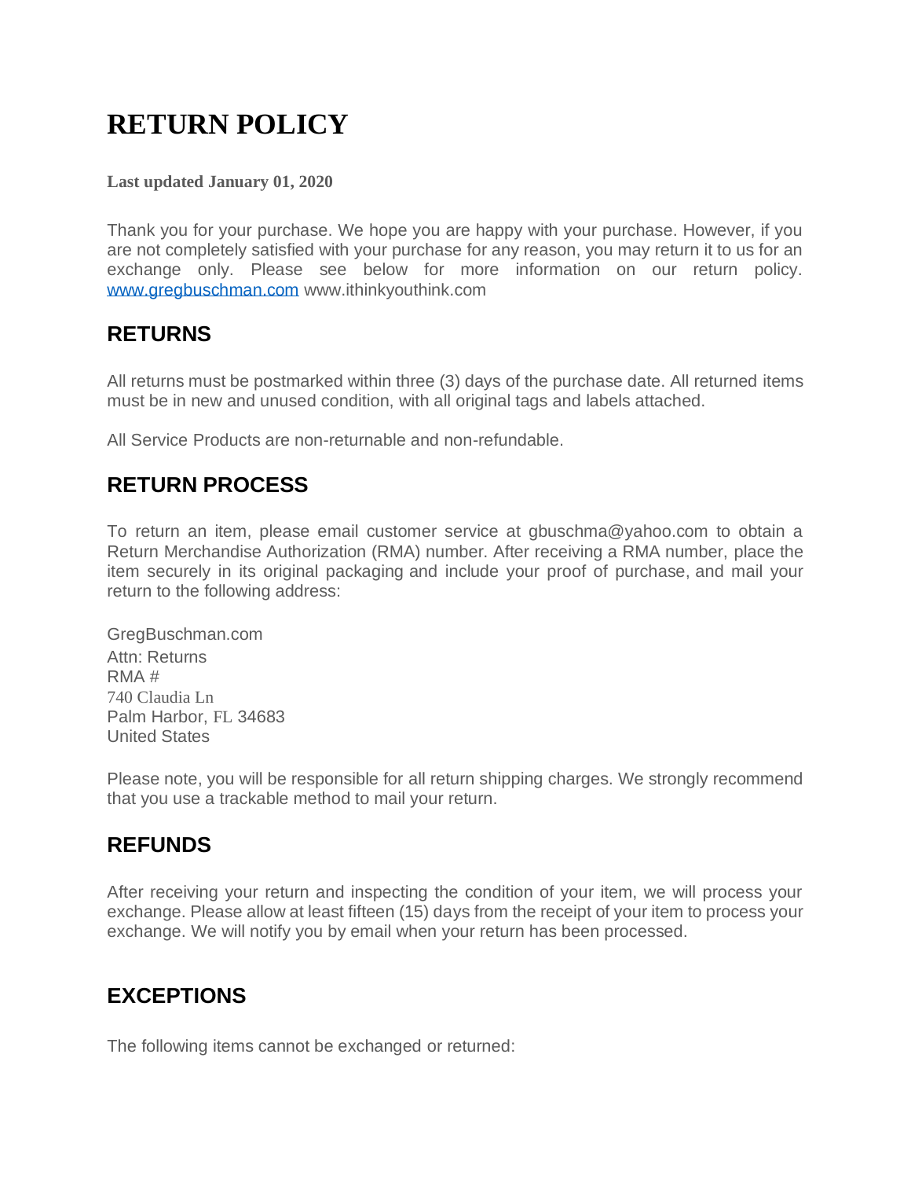# RETURN POLICY

**Last updated January 01, 2020**

Thank you for your purchase. We hope you are happy with your purchase. However, if you are not completely satisfied with your purchase for any reason, you may return it to us for an exchange only. Please see below for more information on our return policy. www.gregbuschman.com www.ithinkyouthink.com

## RETURNS

All returns must be postmarked within three (3) days of the purchase date. All returned items must be in new and unused condition, with all original tags and labels attached.

All Service Products are non-returnable and non-refundable.

## RETURN PROCESS

To return an item, please email customer service at gbuschma@yahoo.com to obtain a Return Merchandise Authorization (RMA) number. After receiving a RMA number, place the item securely in its original packaging and include your proof of purchase, and mail your return to the following address:

GregBuschman.com
Attn: Returns
RMA #
740 Claudia Ln
Palm Harbor, FL 34683
United States

Please note, you will be responsible for all return shipping charges. We strongly recommend that you use a trackable method to mail your return.

## REFUNDS

After receiving your return and inspecting the condition of your item, we will process your exchange. Please allow at least fifteen (15) days from the receipt of your item to process your exchange. We will notify you by email when your return has been processed.

## EXCEPTIONS

The following items cannot be exchanged or returned: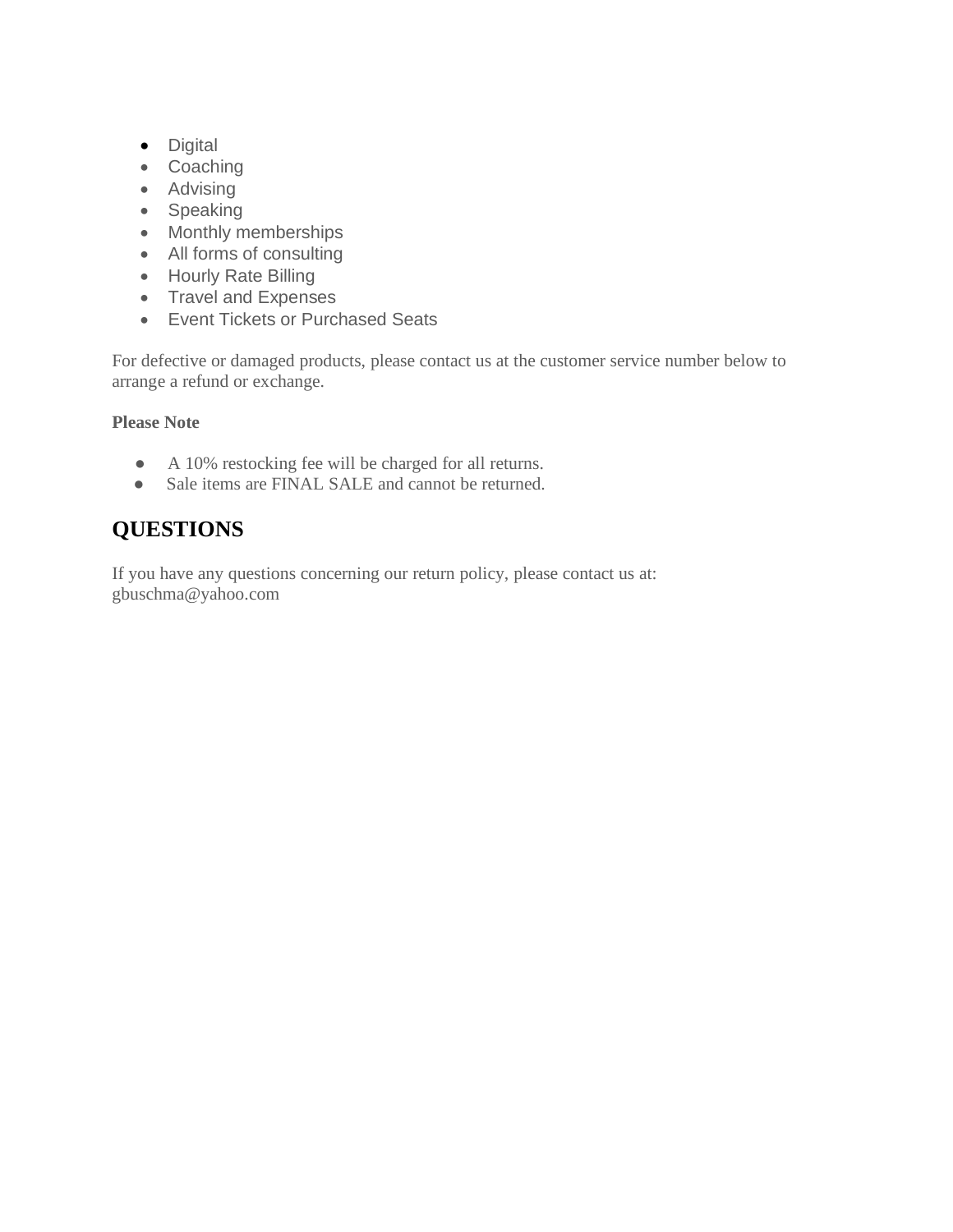- Digital
- Coaching
- Advising
- Speaking
- Monthly memberships
- All forms of consulting
- Hourly Rate Billing
- Travel and Expenses
- Event Tickets or Purchased Seats

For defective or damaged products, please contact us at the customer service number below to arrange a refund or exchange.

**Please Note**

- A 10% restocking fee will be charged for all returns.
- Sale items are FINAL SALE and cannot be returned.

## QUESTIONS

If you have any questions concerning our return policy, please contact us at: gbuschma@yahoo.com